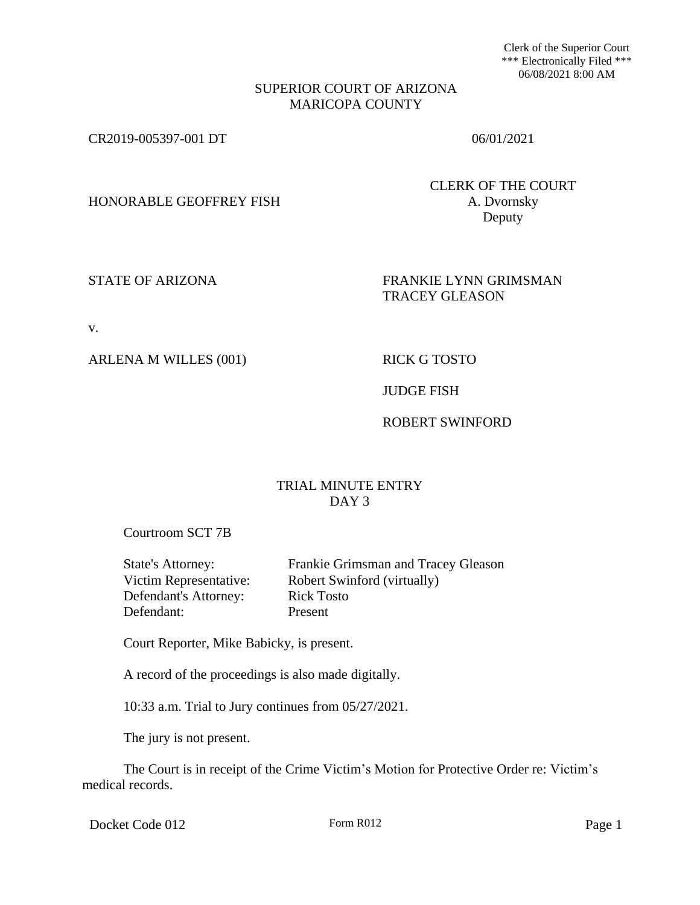Clerk of the Superior Court
*** Electronically Filed ***
06/08/2021 8:00 AM

# SUPERIOR COURT OF ARIZONA
# MARICOPA COUNTY

CR2019-005397-001 DT 06/01/2021

HONORABLE GEOFFREY FISH

CLERK OF THE COURT
A. Dvornsky
Deputy

STATE OF ARIZONA

FRANKIE LYNN GRIMSMAN
TRACEY GLEASON

v.

ARLENA M WILLES (001)

RICK G TOSTO

JUDGE FISH

ROBERT SWINFORD

## TRIAL MINUTE ENTRY
## DAY 3

Courtroom SCT 7B

| | |
|---|---|
| State's Attorney: | Frankie Grimsman and Tracey Gleason |
| Victim Representative: | Robert Swinford (virtually) |
| Defendant's Attorney: | Rick Tosto |
| Defendant: | Present |

Court Reporter, Mike Babicky, is present.

A record of the proceedings is also made digitally.

10:33 a.m. Trial to Jury continues from 05/27/2021.

The jury is not present.

The Court is in receipt of the Crime Victim's Motion for Protective Order re: Victim's medical records.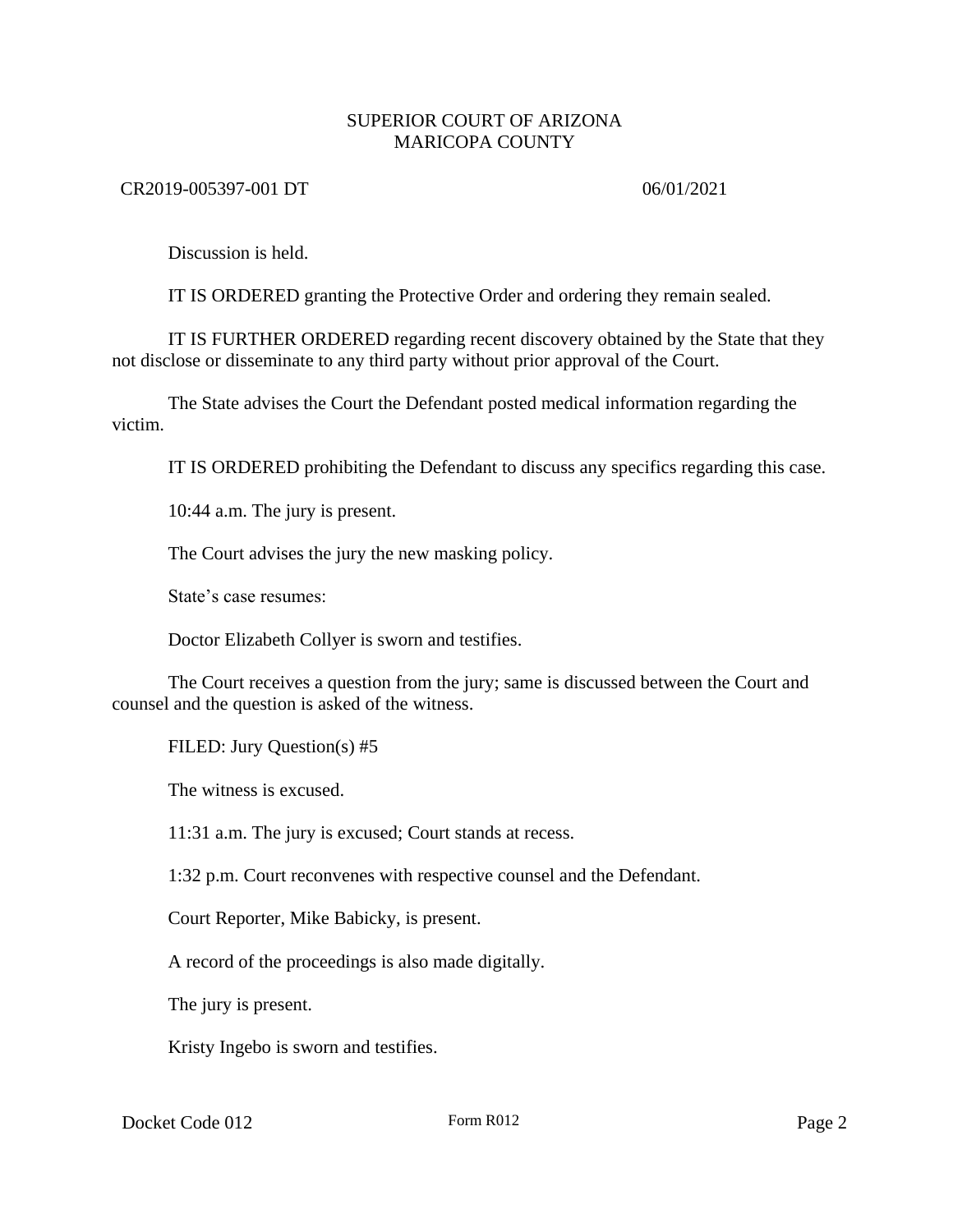Discussion is held.

IT IS ORDERED granting the Protective Order and ordering they remain sealed.

IT IS FURTHER ORDERED regarding recent discovery obtained by the State that they not disclose or disseminate to any third party without prior approval of the Court.

The State advises the Court the Defendant posted medical information regarding the victim.

IT IS ORDERED prohibiting the Defendant to discuss any specifics regarding this case.

10:44 a.m. The jury is present.

The Court advises the jury the new masking policy.

State's case resumes:

Doctor Elizabeth Collyer is sworn and testifies.

The Court receives a question from the jury; same is discussed between the Court and counsel and the question is asked of the witness.

FILED: Jury Question(s) #5

The witness is excused.

11:31 a.m. The jury is excused; Court stands at recess.

1:32 p.m. Court reconvenes with respective counsel and the Defendant.

Court Reporter, Mike Babicky, is present.

A record of the proceedings is also made digitally.

The jury is present.

Kristy Ingebo is sworn and testifies.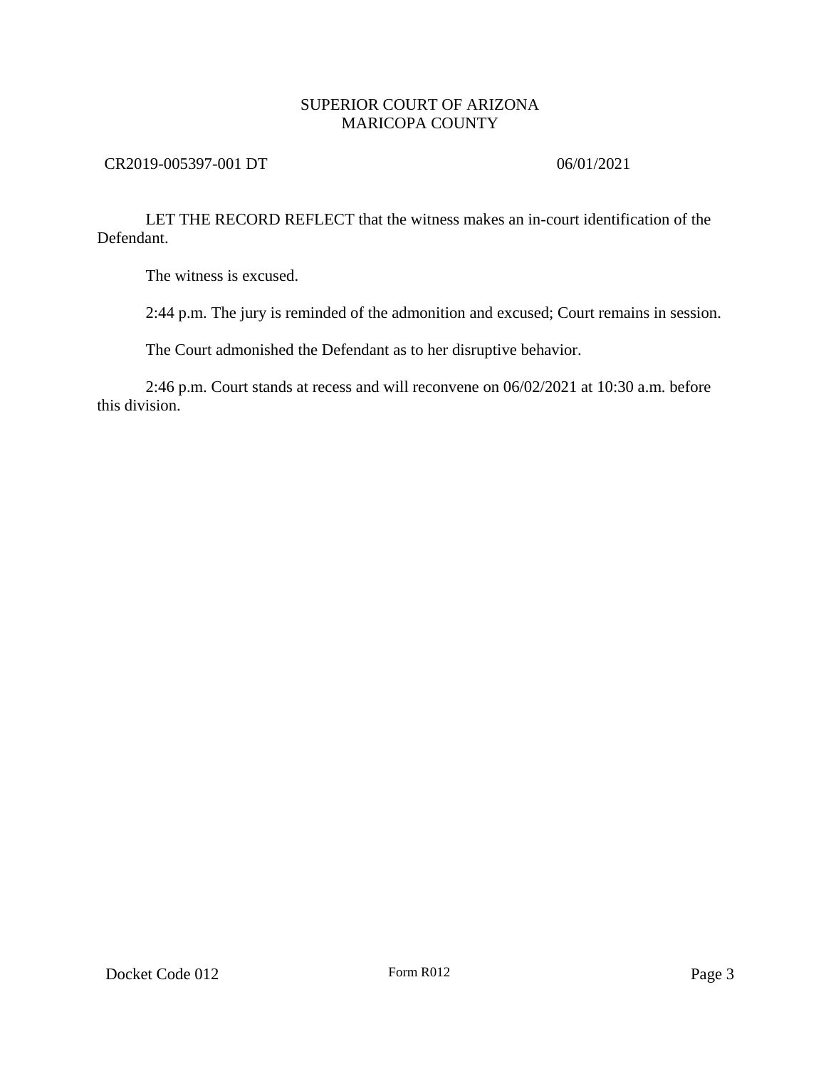LET THE RECORD REFLECT that the witness makes an in-court identification of the Defendant.

The witness is excused.

2:44 p.m. The jury is reminded of the admonition and excused; Court remains in session.

The Court admonished the Defendant as to her disruptive behavior.

2:46 p.m. Court stands at recess and will reconvene on 06/02/2021 at 10:30 a.m. before this division.